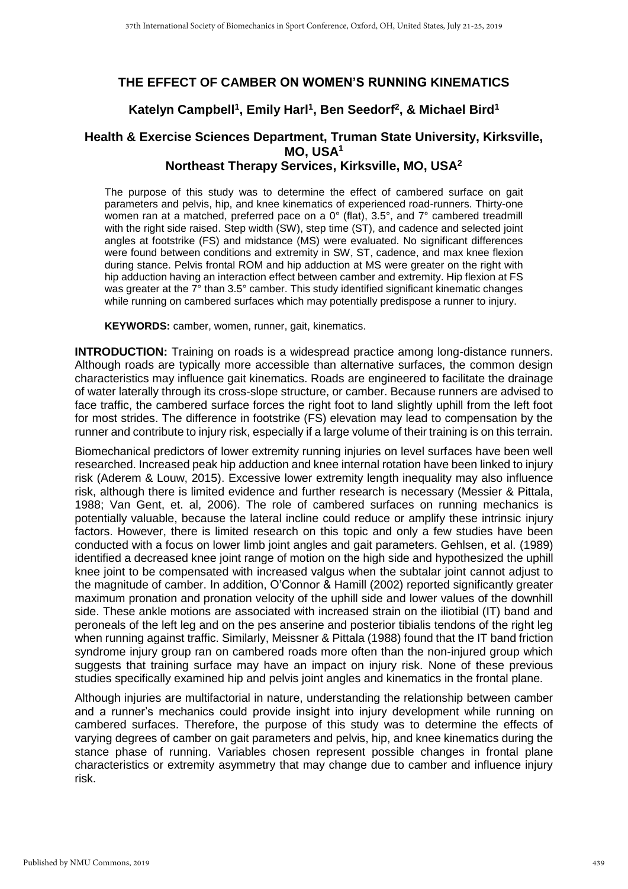# THE EFFECT OF CAMBER ON WOMEN'S RUNNING KINEMATICS

## Katelyn Campbell[1], Emily Harl[1], Ben Seedorf[2], & Michael Bird[1]

### Health & Exercise Sciences Department, Truman State University, Kirksville, MO, USA[1]
### Northeast Therapy Services, Kirksville, MO, USA[2]

The purpose of this study was to determine the effect of cambered surface on gait parameters and pelvis, hip, and knee kinematics of experienced road-runners. Thirty-one women ran at a matched, preferred pace on a 0° (flat), 3.5°, and 7° cambered treadmill with the right side raised. Step width (SW), step time (ST), and cadence and selected joint angles at footstrike (FS) and midstance (MS) were evaluated. No significant differences were found between conditions and extremity in SW, ST, cadence, and max knee flexion during stance. Pelvis frontal ROM and hip adduction at MS were greater on the right with hip adduction having an interaction effect between camber and extremity. Hip flexion at FS was greater at the 7° than 3.5° camber. This study identified significant kinematic changes while running on cambered surfaces which may potentially predispose a runner to injury.

**KEYWORDS:** camber, women, runner, gait, kinematics.

**INTRODUCTION:** Training on roads is a widespread practice among long-distance runners. Although roads are typically more accessible than alternative surfaces, the common design characteristics may influence gait kinematics. Roads are engineered to facilitate the drainage of water laterally through its cross-slope structure, or camber. Because runners are advised to face traffic, the cambered surface forces the right foot to land slightly uphill from the left foot for most strides. The difference in footstrike (FS) elevation may lead to compensation by the runner and contribute to injury risk, especially if a large volume of their training is on this terrain.

Biomechanical predictors of lower extremity running injuries on level surfaces have been well researched. Increased peak hip adduction and knee internal rotation have been linked to injury risk (Aderem & Louw, 2015). Excessive lower extremity length inequality may also influence risk, although there is limited evidence and further research is necessary (Messier & Pittala, 1988; Van Gent, et. al, 2006). The role of cambered surfaces on running mechanics is potentially valuable, because the lateral incline could reduce or amplify these intrinsic injury factors. However, there is limited research on this topic and only a few studies have been conducted with a focus on lower limb joint angles and gait parameters. Gehlsen, et al. (1989) identified a decreased knee joint range of motion on the high side and hypothesized the uphill knee joint to be compensated with increased valgus when the subtalar joint cannot adjust to the magnitude of camber. In addition, O'Connor & Hamill (2002) reported significantly greater maximum pronation and pronation velocity of the uphill side and lower values of the downhill side. These ankle motions are associated with increased strain on the iliotibial (IT) band and peroneals of the left leg and on the pes anserine and posterior tibialis tendons of the right leg when running against traffic. Similarly, Meissner & Pittala (1988) found that the IT band friction syndrome injury group ran on cambered roads more often than the non-injured group which suggests that training surface may have an impact on injury risk. None of these previous studies specifically examined hip and pelvis joint angles and kinematics in the frontal plane.

Although injuries are multifactorial in nature, understanding the relationship between camber and a runner's mechanics could provide insight into injury development while running on cambered surfaces. Therefore, the purpose of this study was to determine the effects of varying degrees of camber on gait parameters and pelvis, hip, and knee kinematics during the stance phase of running. Variables chosen represent possible changes in frontal plane characteristics or extremity asymmetry that may change due to camber and influence injury risk.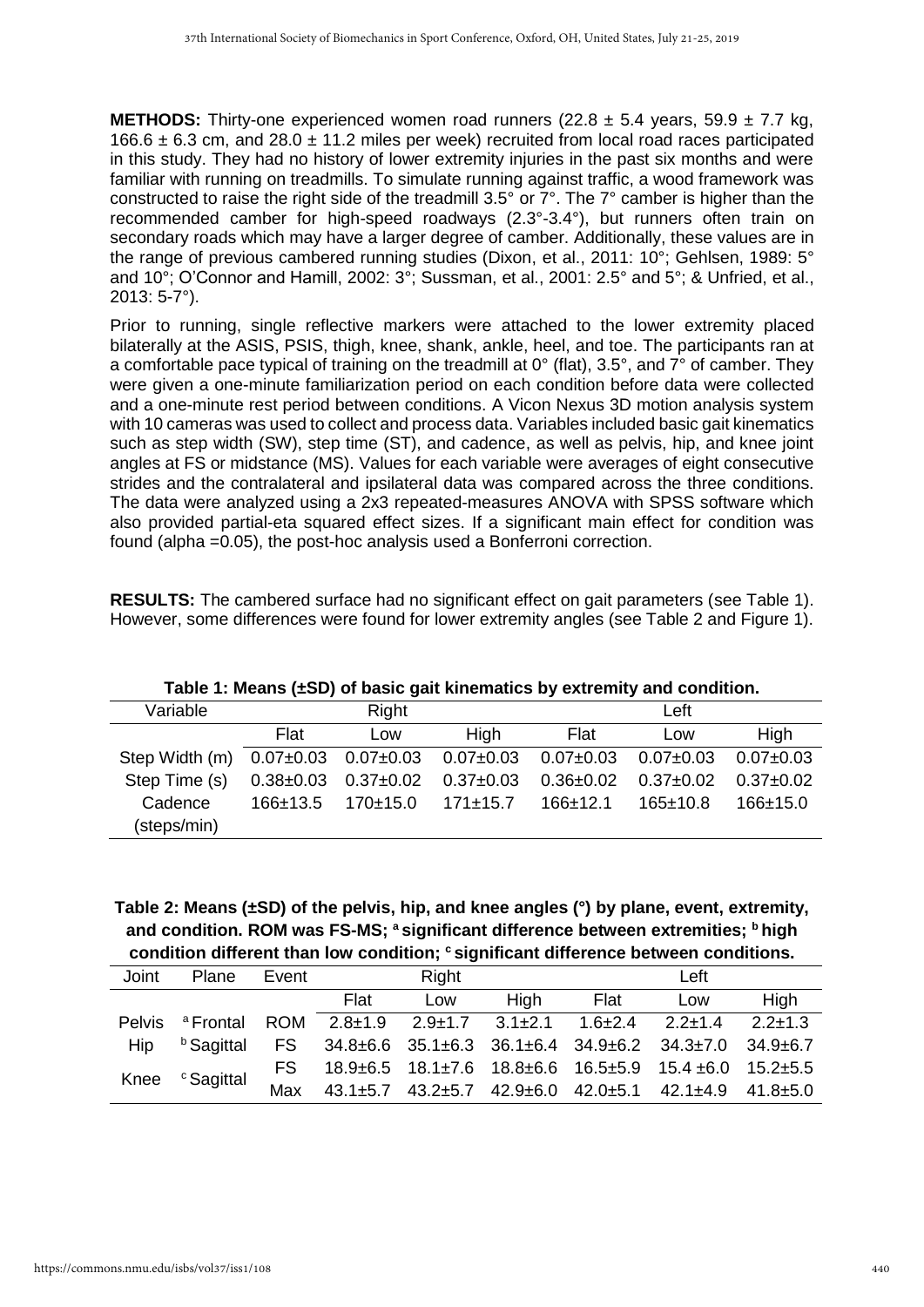**METHODS:** Thirty-one experienced women road runners (22.8 ± 5.4 years, 59.9 ± 7.7 kg, 166.6 ± 6.3 cm, and 28.0 ± 11.2 miles per week) recruited from local road races participated in this study. They had no history of lower extremity injuries in the past six months and were familiar with running on treadmills. To simulate running against traffic, a wood framework was constructed to raise the right side of the treadmill 3.5° or 7°. The 7° camber is higher than the recommended camber for high-speed roadways (2.3°-3.4°), but runners often train on secondary roads which may have a larger degree of camber. Additionally, these values are in the range of previous cambered running studies (Dixon, et al., 2011: 10°; Gehlsen, 1989: 5° and 10°; O'Connor and Hamill, 2002: 3°; Sussman, et al., 2001: 2.5° and 5°; & Unfried, et al., 2013: 5-7°).

Prior to running, single reflective markers were attached to the lower extremity placed bilaterally at the ASIS, PSIS, thigh, knee, shank, ankle, heel, and toe. The participants ran at a comfortable pace typical of training on the treadmill at 0° (flat), 3.5°, and 7° of camber. They were given a one-minute familiarization period on each condition before data were collected and a one-minute rest period between conditions. A Vicon Nexus 3D motion analysis system with 10 cameras was used to collect and process data. Variables included basic gait kinematics such as step width (SW), step time (ST), and cadence, as well as pelvis, hip, and knee joint angles at FS or midstance (MS). Values for each variable were averages of eight consecutive strides and the contralateral and ipsilateral data was compared across the three conditions. The data were analyzed using a 2x3 repeated-measures ANOVA with SPSS software which also provided partial-eta squared effect sizes. If a significant main effect for condition was found (alpha =0.05), the post-hoc analysis used a Bonferroni correction.

**RESULTS:** The cambered surface had no significant effect on gait parameters (see Table 1). However, some differences were found for lower extremity angles (see Table 2 and Figure 1).

**Table 1: Means (±SD) of basic gait kinematics by extremity and condition.**

| Variable | Right | | | Left | | |
|---|---|---|---|---|---|---|
| | Flat | Low | High | Flat | Low | High |
| Step Width (m) | 0.07±0.03 | 0.07±0.03 | 0.07±0.03 | 0.07±0.03 | 0.07±0.03 | 0.07±0.03 |
| Step Time (s) | 0.38±0.03 | 0.37±0.02 | 0.37±0.03 | 0.36±0.02 | 0.37±0.02 | 0.37±0.02 |
| Cadence (steps/min) | 166±13.5 | 170±15.0 | 171±15.7 | 166±12.1 | 165±10.8 | 166±15.0 |

**Table 2: Means (±SD) of the pelvis, hip, and knee angles (°) by plane, event, extremity, and condition. ROM was FS-MS; [a] significant difference between extremities; [b] high condition different than low condition; [c] significant difference between conditions.**

| Joint | Plane | Event | Right | | | Left | | |
|---|---|---|---|---|---|---|---|---|
| | | | Flat | Low | High | Flat | Low | High |
| Pelvis | [a] Frontal | ROM | 2.8±1.9 | 2.9±1.7 | 3.1±2.1 | 1.6±2.4 | 2.2±1.4 | 2.2±1.3 |
| Hip | [b] Sagittal | FS | 34.8±6.6 | 35.1±6.3 | 36.1±6.4 | 34.9±6.2 | 34.3±7.0 | 34.9±6.7 |
| Knee | [c] Sagittal | FS | 18.9±6.5 | 18.1±7.6 | 18.8±6.6 | 16.5±5.9 | 15.4 ±6.0 | 15.2±5.5 |
| | | Max | 43.1±5.7 | 43.2±5.7 | 42.9±6.0 | 42.0±5.1 | 42.1±4.9 | 41.8±5.0 |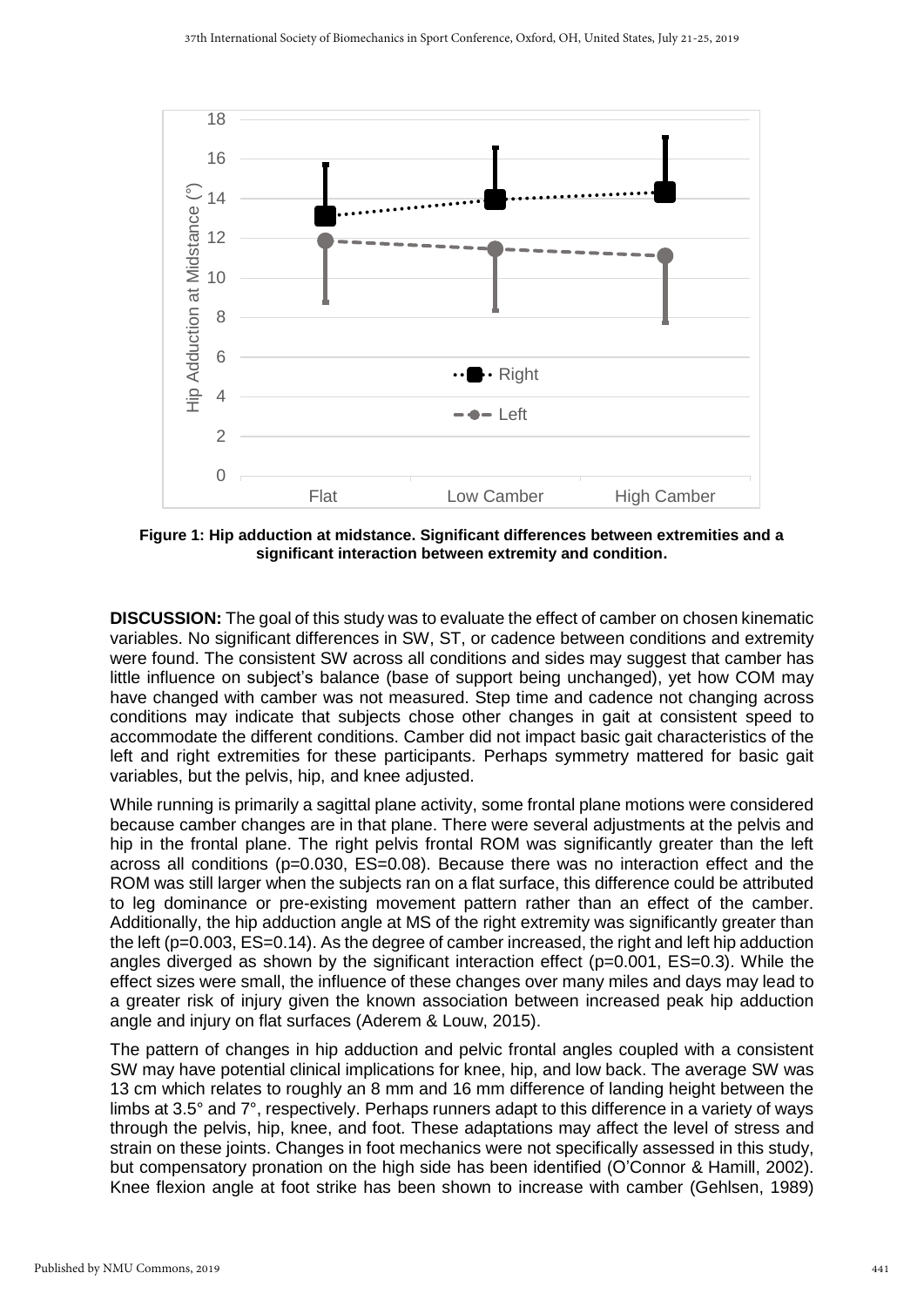**Figure 1: Hip adduction at midstance. Significant differences between extremities and a significant interaction between extremity and condition.**

**DISCUSSION:** The goal of this study was to evaluate the effect of camber on chosen kinematic variables. No significant differences in SW, ST, or cadence between conditions and extremity were found. The consistent SW across all conditions and sides may suggest that camber has little influence on subject's balance (base of support being unchanged), yet how COM may have changed with camber was not measured. Step time and cadence not changing across conditions may indicate that subjects chose other changes in gait at consistent speed to accommodate the different conditions. Camber did not impact basic gait characteristics of the left and right extremities for these participants. Perhaps symmetry mattered for basic gait variables, but the pelvis, hip, and knee adjusted.

While running is primarily a sagittal plane activity, some frontal plane motions were considered because camber changes are in that plane. There were several adjustments at the pelvis and hip in the frontal plane. The right pelvis frontal ROM was significantly greater than the left across all conditions ($p=0.030$, ES=0.08). Because there was no interaction effect and the ROM was still larger when the subjects ran on a flat surface, this difference could be attributed to leg dominance or pre-existing movement pattern rather than an effect of the camber. Additionally, the hip adduction angle at MS of the right extremity was significantly greater than the left ($p=0.003$, ES=0.14). As the degree of camber increased, the right and left hip adduction angles diverged as shown by the significant interaction effect ($p=0.001$, ES=0.3). While the effect sizes were small, the influence of these changes over many miles and days may lead to a greater risk of injury given the known association between increased peak hip adduction angle and injury on flat surfaces (Aderem & Louw, 2015).

The pattern of changes in hip adduction and pelvic frontal angles coupled with a consistent SW may have potential clinical implications for knee, hip, and low back. The average SW was 13 cm which relates to roughly an 8 mm and 16 mm difference of landing height between the limbs at 3.5° and 7°, respectively. Perhaps runners adapt to this difference in a variety of ways through the pelvis, hip, knee, and foot. These adaptations may affect the level of stress and strain on these joints. Changes in foot mechanics were not specifically assessed in this study, but compensatory pronation on the high side has been identified (O'Connor & Hamill, 2002). Knee flexion angle at foot strike has been shown to increase with camber (Gehlsen, 1989)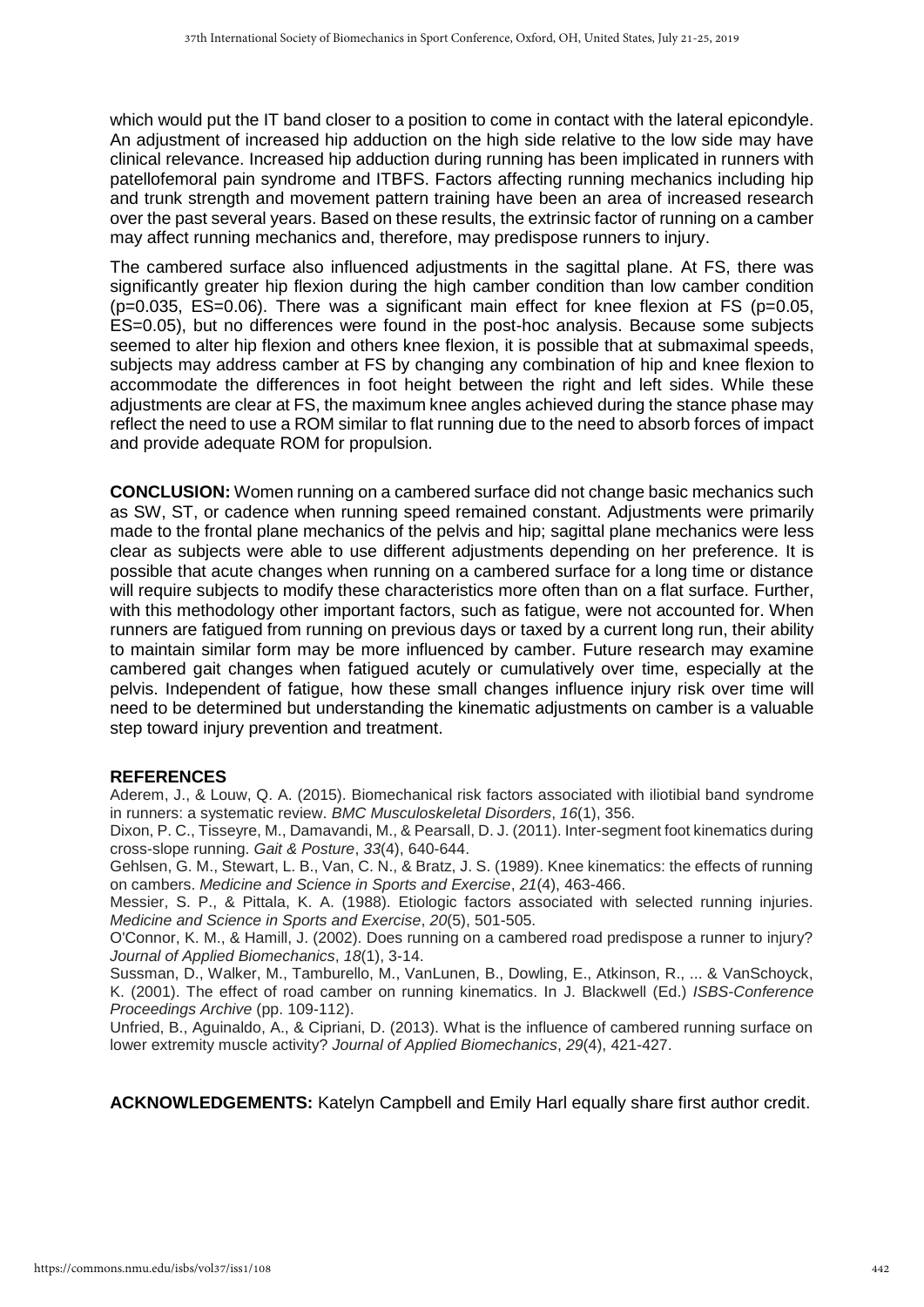which would put the IT band closer to a position to come in contact with the lateral epicondyle. An adjustment of increased hip adduction on the high side relative to the low side may have clinical relevance. Increased hip adduction during running has been implicated in runners with patellofemoral pain syndrome and ITBFS. Factors affecting running mechanics including hip and trunk strength and movement pattern training have been an area of increased research over the past several years. Based on these results, the extrinsic factor of running on a camber may affect running mechanics and, therefore, may predispose runners to injury.

The cambered surface also influenced adjustments in the sagittal plane. At FS, there was significantly greater hip flexion during the high camber condition than low camber condition ($p=0.035$, ES=0.06). There was a significant main effect for knee flexion at FS ($p=0.05$, ES=0.05), but no differences were found in the post-hoc analysis. Because some subjects seemed to alter hip flexion and others knee flexion, it is possible that at submaximal speeds, subjects may address camber at FS by changing any combination of hip and knee flexion to accommodate the differences in foot height between the right and left sides. While these adjustments are clear at FS, the maximum knee angles achieved during the stance phase may reflect the need to use a ROM similar to flat running due to the need to absorb forces of impact and provide adequate ROM for propulsion.

**CONCLUSION:** Women running on a cambered surface did not change basic mechanics such as SW, ST, or cadence when running speed remained constant. Adjustments were primarily made to the frontal plane mechanics of the pelvis and hip; sagittal plane mechanics were less clear as subjects were able to use different adjustments depending on her preference. It is possible that acute changes when running on a cambered surface for a long time or distance will require subjects to modify these characteristics more often than on a flat surface. Further, with this methodology other important factors, such as fatigue, were not accounted for. When runners are fatigued from running on previous days or taxed by a current long run, their ability to maintain similar form may be more influenced by camber. Future research may examine cambered gait changes when fatigued acutely or cumulatively over time, especially at the pelvis. Independent of fatigue, how these small changes influence injury risk over time will need to be determined but understanding the kinematic adjustments on camber is a valuable step toward injury prevention and treatment.

## REFERENCES

Aderem, J., & Louw, Q. A. (2015). Biomechanical risk factors associated with iliotibial band syndrome in runners: a systematic review. *BMC Musculoskeletal Disorders*, *16*(1), 356.

Dixon, P. C., Tisseyre, M., Damavandi, M., & Pearsall, D. J. (2011). Inter-segment foot kinematics during cross-slope running. *Gait & Posture*, *33*(4), 640-644.

Gehlsen, G. M., Stewart, L. B., Van, C. N., & Bratz, J. S. (1989). Knee kinematics: the effects of running on cambers. *Medicine and Science in Sports and Exercise*, *21*(4), 463-466.

Messier, S. P., & Pittala, K. A. (1988). Etiologic factors associated with selected running injuries. *Medicine and Science in Sports and Exercise*, *20*(5), 501-505.

O'Connor, K. M., & Hamill, J. (2002). Does running on a cambered road predispose a runner to injury? *Journal of Applied Biomechanics*, *18*(1), 3-14.

Sussman, D., Walker, M., Tamburello, M., VanLunen, B., Dowling, E., Atkinson, R., ... & VanSchoyck, K. (2001). The effect of road camber on running kinematics. In J. Blackwell (Ed.) *ISBS-Conference Proceedings Archive* (pp. 109-112).

Unfried, B., Aguinaldo, A., & Cipriani, D. (2013). What is the influence of cambered running surface on lower extremity muscle activity? *Journal of Applied Biomechanics*, *29*(4), 421-427.

**ACKNOWLEDGEMENTS:** Katelyn Campbell and Emily Harl equally share first author credit.